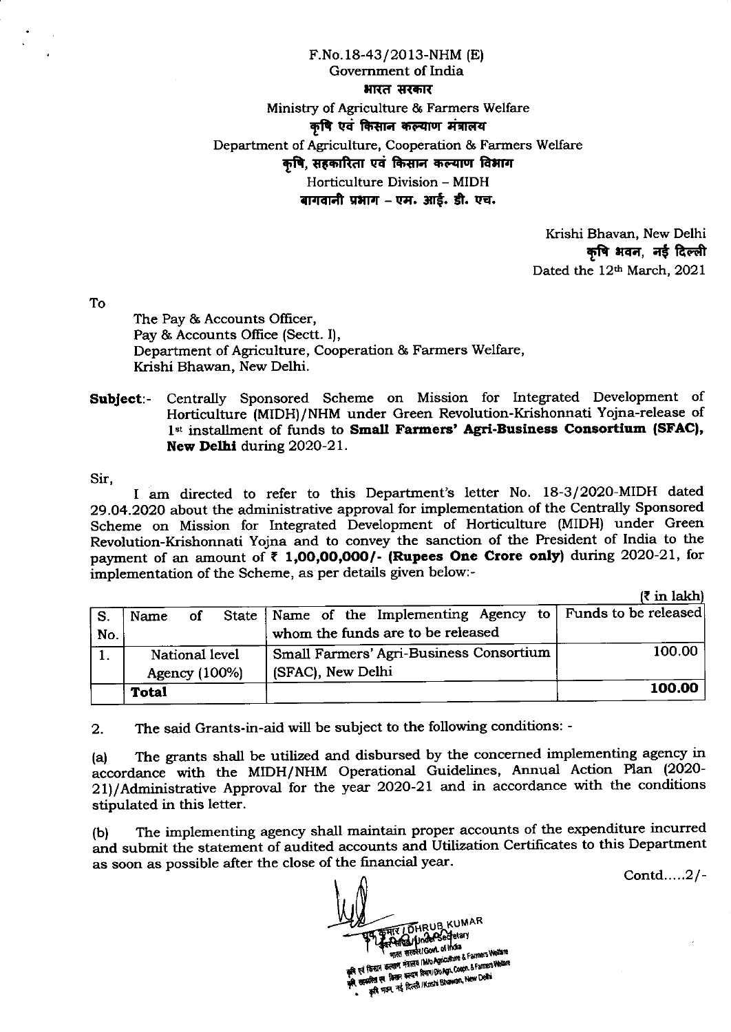F.No.18-43/2013-NHM (E)
Government of India
भारत सरकार
Ministry of Agriculture & Farmers Welfare
कृषि एवं किसान कल्याण मंत्रालय
Department of Agriculture, Cooperation & Farmers Welfare
कृषि, सहकारिता एवं किसान कल्याण विभाग
Horticulture Division – MIDH
बागवानी प्रभाग – एम. आई. डी. एच.

Krishi Bhavan, New Delhi
कृषि भवन, नई दिल्ली
Dated the 12th March, 2021

To

The Pay & Accounts Officer,
Pay & Accounts Office (Sectt. I),
Department of Agriculture, Cooperation & Farmers Welfare,
Krishi Bhawan, New Delhi.

**Subject**:- Centrally Sponsored Scheme on Mission for Integrated Development of Horticulture (MIDH)/NHM under Green Revolution-Krishonnati Yojna-release of 1st installment of funds to **Small Farmers' Agri-Business Consortium (SFAC), New Delhi** during 2020-21.

Sir,

I am directed to refer to this Department's letter No. 18-3/2020-MIDH dated 29.04.2020 about the administrative approval for implementation of the Centrally Sponsored Scheme on Mission for Integrated Development of Horticulture (MIDH) under Green Revolution-Krishonnati Yojna and to convey the sanction of the President of India to the payment of an amount of **₹ 1,00,00,000/- (Rupees One Crore only)** during 2020-21, for implementation of the Scheme, as per details given below:-

(₹ in lakh)

| S. No. | Name of State | Name of the Implementing Agency to whom the funds are to be released | Funds to be released |
|---|---|---|---|
| 1. | National level Agency (100%) | Small Farmers' Agri-Business Consortium (SFAC), New Delhi | 100.00 |
| | **Total** | | **100.00** |

2. The said Grants-in-aid will be subject to the following conditions: -

(a) The grants shall be utilized and disbursed by the concerned implementing agency in accordance with the MIDH/NHM Operational Guidelines, Annual Action Plan (2020-21)/Administrative Approval for the year 2020-21 and in accordance with the conditions stipulated in this letter.

(b) The implementing agency shall maintain proper accounts of the expenditure incurred and submit the statement of audited accounts and Utilization Certificates to this Department as soon as possible after the close of the financial year.

Contd.....2/-

DHRUB KUMAR
Under Secretary
Govt. of India
M/o Agriculture & Farmers Welfare
D/o Agri. Coopn. & Farmers Welfare
Krishi Bhawan, New Delhi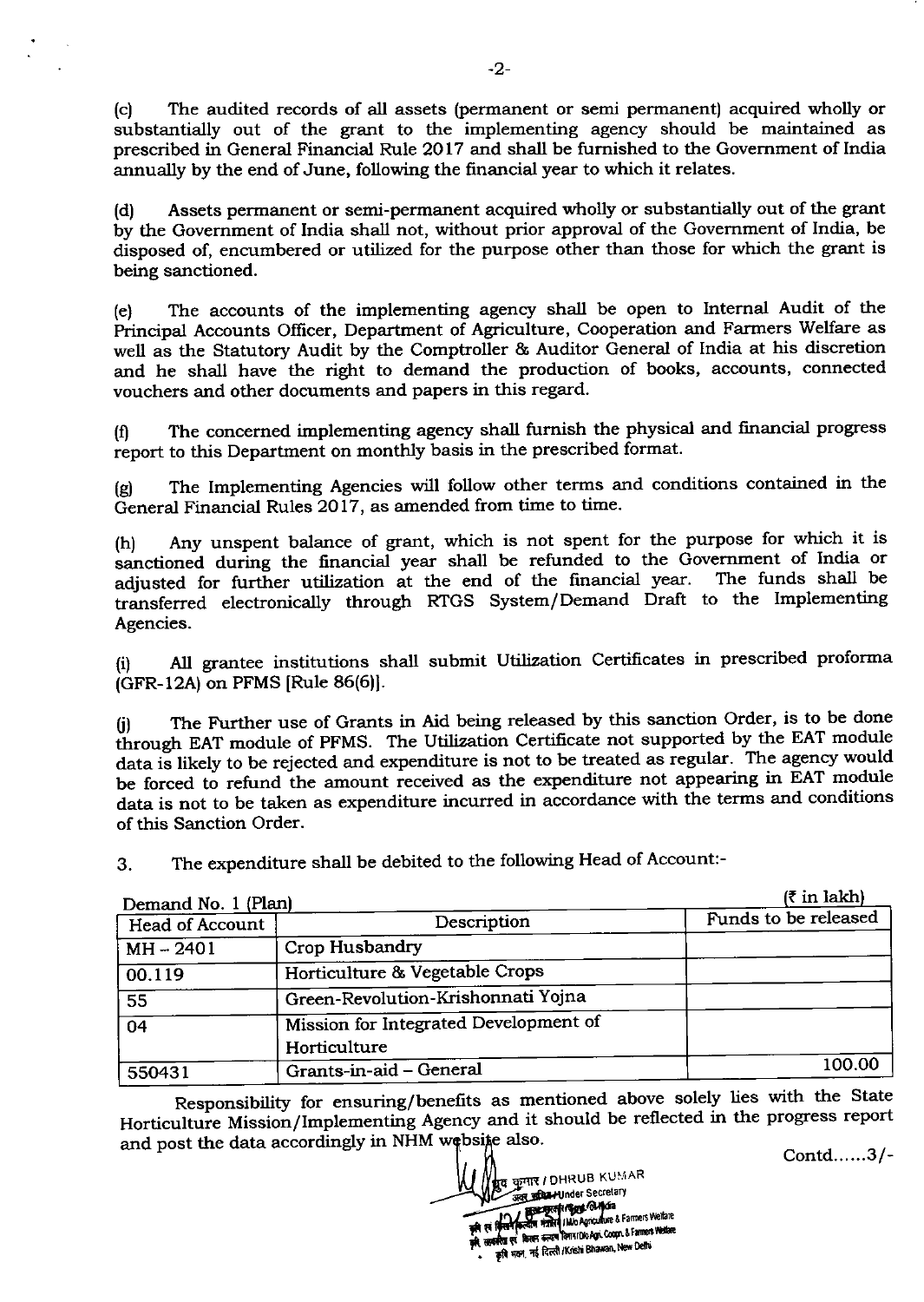(c) The audited records of all assets (permanent or semi permanent) acquired wholly or substantially out of the grant to the implementing agency should be maintained as prescribed in General Financial Rule 2017 and shall be furnished to the Government of India annually by the end of June, following the financial year to which it relates.

(d) Assets permanent or semi-permanent acquired wholly or substantially out of the grant by the Government of India shall not, without prior approval of the Government of India, be disposed of, encumbered or utilized for the purpose other than those for which the grant is being sanctioned.

(e) The accounts of the implementing agency shall be open to Internal Audit of the Principal Accounts Officer, Department of Agriculture, Cooperation and Farmers Welfare as well as the Statutory Audit by the Comptroller & Auditor General of India at his discretion and he shall have the right to demand the production of books, accounts, connected vouchers and other documents and papers in this regard.

(f) The concerned implementing agency shall furnish the physical and financial progress report to this Department on monthly basis in the prescribed format.

(g) The Implementing Agencies will follow other terms and conditions contained in the General Financial Rules 2017, as amended from time to time.

(h) Any unspent balance of grant, which is not spent for the purpose for which it is sanctioned during the financial year shall be refunded to the Government of India or adjusted for further utilization at the end of the financial year. The funds shall be transferred electronically through RTGS System/Demand Draft to the Implementing Agencies.

(i) All grantee institutions shall submit Utilization Certificates in prescribed proforma (GFR-12A) on PFMS [Rule 86(6)].

(j) The Further use of Grants in Aid being released by this sanction Order, is to be done through EAT module of PFMS. The Utilization Certificate not supported by the EAT module data is likely to be rejected and expenditure is not to be treated as regular. The agency would be forced to refund the amount received as the expenditure not appearing in EAT module data is not to be taken as expenditure incurred in accordance with the terms and conditions of this Sanction Order.

3. The expenditure shall be debited to the following Head of Account:-

Demand No. 1 (Plan) (₹ in lakh)

| Head of Account | Description | Funds to be released |
|---|---|---|
| MH – 2401 | Crop Husbandry | |
| 00.119 | Horticulture & Vegetable Crops | |
| 55 | Green-Revolution-Krishonnati Yojna | |
| 04 | Mission for Integrated Development of Horticulture | |
| 550431 | Grants-in-aid – General | 100.00 |

Responsibility for ensuring/benefits as mentioned above solely lies with the State Horticulture Mission/Implementing Agency and it should be reflected in the progress report and post the data accordingly in NHM website also.

Contd......3/-

ध्रुव कुमार / DHRUB KUMAR
अवर सचिव/Under Secretary
भारत सरकार/Govt. of India
कृषि एवं किसान कल्याण मंत्रालय/M/o Agriculture & Farmers Welfare
कृषि, सहकारिता एवं किसान कल्याण विभाग/D/o Agri. Coopn. & Farmers Welfare
कृषि भवन, नई दिल्ली/Krishi Bhawan, New Delhi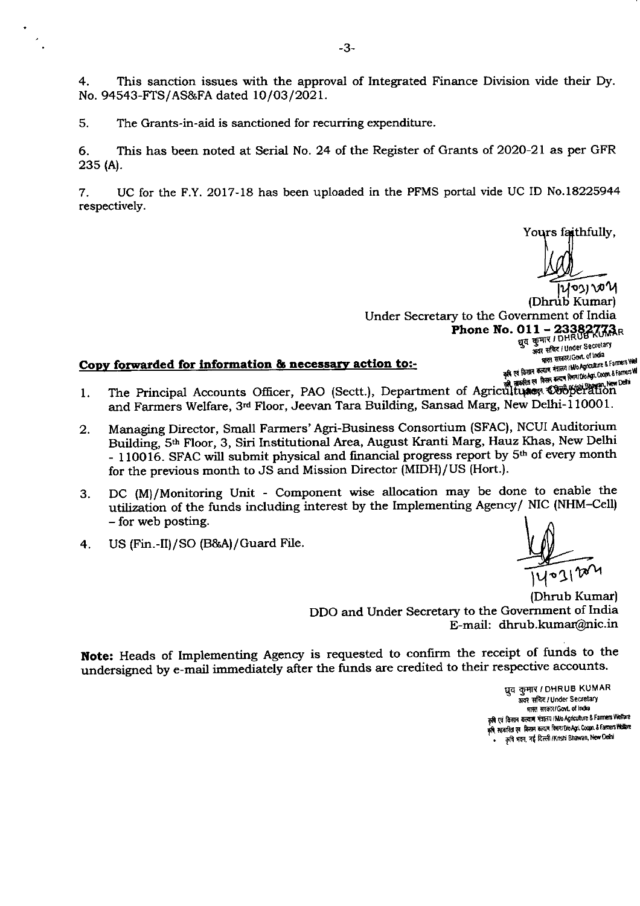4. This sanction issues with the approval of Integrated Finance Division vide their Dy. No. 94543-FTS/AS&FA dated 10/03/2021.

5. The Grants-in-aid is sanctioned for recurring expenditure.

6. This has been noted at Serial No. 24 of the Register of Grants of 2020-21 as per GFR 235 (A).

7. UC for the F.Y. 2017-18 has been uploaded in the PFMS portal vide UC ID No.18225944 respectively.

Yours faithfully,

14/03/2021

(Dhrub Kumar)
Under Secretary to the Government of India
**Phone No. 011 - 23382773**

ध्रुव कुमार / DHRUB KUMAR
अवर सचिव / Under Secretary
भारत सरकार/Govt. of India
कृषि एवं किसान कल्याण मंत्रालय / M/o Agriculture & Farmers Welfare
कृषि सहकारिता एवं किसान कल्याण विभाग / D/o Agri. Coopn. & Farmers Welfare
कृषि भवन, नई दिल्ली / Krishi Bhawan, New Delhi

**Copy forwarded for information & necessary action to:-**

1. The Principal Accounts Officer, PAO (Sectt.), Department of Agriculture, Cooperation and Farmers Welfare, 3rd Floor, Jeevan Tara Building, Sansad Marg, New Delhi-110001.
2. Managing Director, Small Farmers' Agri-Business Consortium (SFAC), NCUI Auditorium Building, 5th Floor, 3, Siri Institutional Area, August Kranti Marg, Hauz Khas, New Delhi - 110016. SFAC will submit physical and financial progress report by 5th of every month for the previous month to JS and Mission Director (MIDH)/US (Hort.).
3. DC (M)/Monitoring Unit - Component wise allocation may be done to enable the utilization of the funds including interest by the Implementing Agency/ NIC (NHM–Cell) – for web posting.
4. US (Fin.-II)/SO (B&A)/Guard File.

14/03/2021

(Dhrub Kumar)
DDO and Under Secretary to the Government of India
E-mail: dhrub.kumar@nic.in

**Note:** Heads of Implementing Agency is requested to confirm the receipt of funds to the undersigned by e-mail immediately after the funds are credited to their respective accounts.

ध्रुव कुमार / DHRUB KUMAR
अवर सचिव / Under Secretary
भारत सरकार/Govt. of India
कृषि एवं किसान कल्याण मंत्रालय / M/o Agriculture & Farmers Welfare
कृषि सहकारिता एवं किसान कल्याण विभाग / D/o Agri. Coopn. & Farmers Welfare
कृषि भवन, नई दिल्ली / Krishi Bhawan, New Delhi